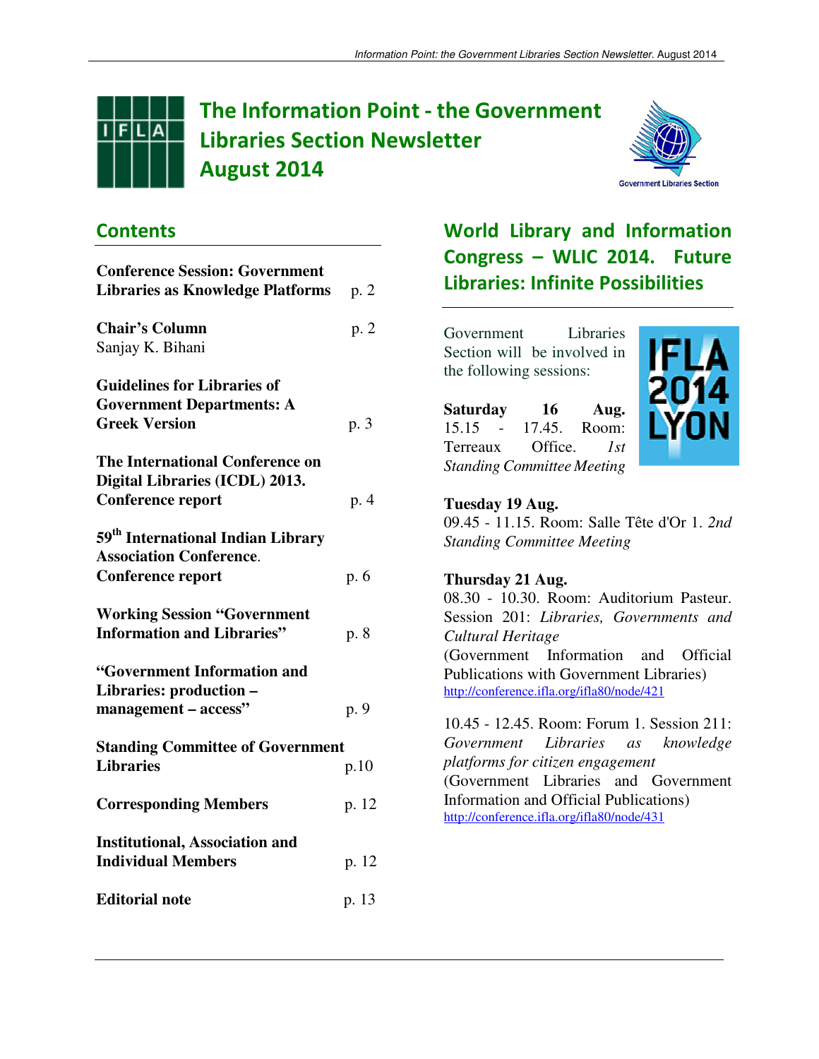# The Information Point - the Government Libraries Section Newsletter August 2014

Government Libraries Section

## Contents

| | |
|---|---|
| **Conference Session: Government Libraries as Knowledge Platforms** | p. 2 |
| **Chair's Column** Sanjay K. Bihani | p. 2 |
| **Guidelines for Libraries of Government Departments: A Greek Version** | p. 3 |
| **The International Conference on Digital Libraries (ICDL) 2013. Conference report** | p. 4 |
| **59th International Indian Library Association Conference. Conference report** | p. 6 |
| **Working Session "Government Information and Libraries"** | p. 8 |
| **"Government Information and Libraries: production – management – access"** | p. 9 |
| **Standing Committee of Government Libraries** | p.10 |
| **Corresponding Members** | p. 12 |
| **Institutional, Association and Individual Members** | p. 12 |
| **Editorial note** | p. 13 |

## World Library and Information Congress – WLIC 2014. Future Libraries: Infinite Possibilities

IFLA 2014 LYON

Government Libraries Section will be involved in the following sessions:

**Saturday 16 Aug.**
15.15 - 17.45. Room: Terreaux Office. *1st Standing Committee Meeting*

**Tuesday 19 Aug.**
09.45 - 11.15. Room: Salle Tête d'Or 1. *2nd Standing Committee Meeting*

**Thursday 21 Aug.**
08.30 - 10.30. Room: Auditorium Pasteur. Session 201: *Libraries, Governments and Cultural Heritage*
(Government Information and Official Publications with Government Libraries)
http://conference.ifla.org/ifla80/node/421

10.45 - 12.45. Room: Forum 1. Session 211: *Government Libraries as knowledge platforms for citizen engagement*
(Government Libraries and Government Information and Official Publications)
http://conference.ifla.org/ifla80/node/431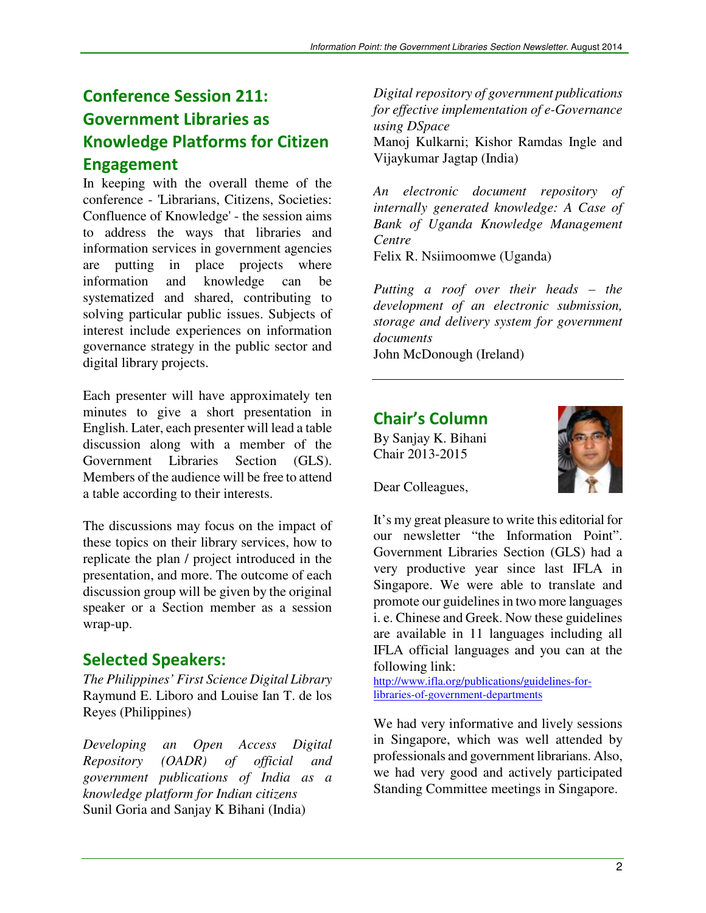## Conference Session 211: Government Libraries as Knowledge Platforms for Citizen Engagement

In keeping with the overall theme of the conference - 'Librarians, Citizens, Societies: Confluence of Knowledge' - the session aims to address the ways that libraries and information services in government agencies are putting in place projects where information and knowledge can be systematized and shared, contributing to solving particular public issues. Subjects of interest include experiences on information governance strategy in the public sector and digital library projects.

Each presenter will have approximately ten minutes to give a short presentation in English. Later, each presenter will lead a table discussion along with a member of the Government Libraries Section (GLS). Members of the audience will be free to attend a table according to their interests.

The discussions may focus on the impact of these topics on their library services, how to replicate the plan / project introduced in the presentation, and more. The outcome of each discussion group will be given by the original speaker or a Section member as a session wrap-up.

## Selected Speakers:

*The Philippines' First Science Digital Library*
Raymund E. Liboro and Louise Ian T. de los Reyes (Philippines)

*Developing an Open Access Digital Repository (OADR) of official and government publications of India as a knowledge platform for Indian citizens*
Sunil Goria and Sanjay K Bihani (India)

*Digital repository of government publications for effective implementation of e-Governance using DSpace*
Manoj Kulkarni; Kishor Ramdas Ingle and Vijaykumar Jagtap (India)

*An electronic document repository of internally generated knowledge: A Case of Bank of Uganda Knowledge Management Centre*
Felix R. Nsiimoomwe (Uganda)

*Putting a roof over their heads – the development of an electronic submission, storage and delivery system for government documents*
John McDonough (Ireland)

---

## Chair's Column

By Sanjay K. Bihani
Chair 2013-2015

Dear Colleagues,

It's my great pleasure to write this editorial for our newsletter "the Information Point". Government Libraries Section (GLS) had a very productive year since last IFLA in Singapore. We were able to translate and promote our guidelines in two more languages i. e. Chinese and Greek. Now these guidelines are available in 11 languages including all IFLA official languages and you can at the following link:
http://www.ifla.org/publications/guidelines-for-libraries-of-government-departments

We had very informative and lively sessions in Singapore, which was well attended by professionals and government librarians. Also, we had very good and actively participated Standing Committee meetings in Singapore.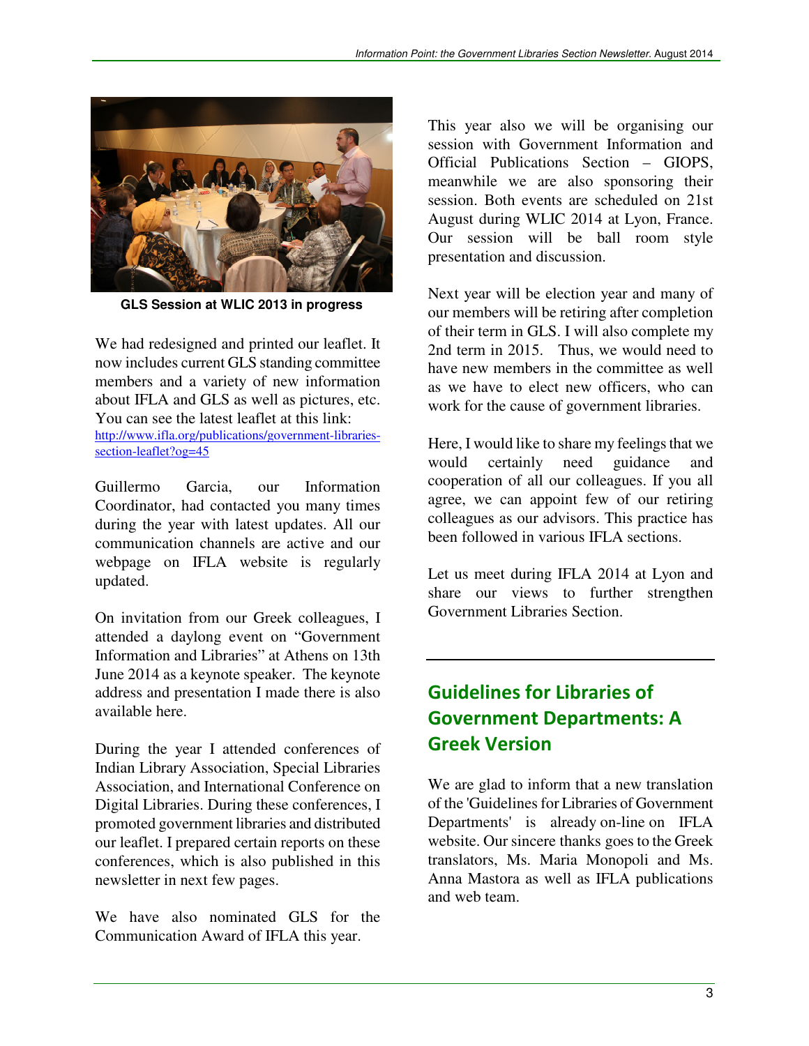GLS Session at WLIC 2013 in progress

We had redesigned and printed our leaflet. It now includes current GLS standing committee members and a variety of new information about IFLA and GLS as well as pictures, etc. You can see the latest leaflet at this link: http://www.ifla.org/publications/government-libraries-section-leaflet?og=45

Guillermo Garcia, our Information Coordinator, had contacted you many times during the year with latest updates. All our communication channels are active and our webpage on IFLA website is regularly updated.

On invitation from our Greek colleagues, I attended a daylong event on "Government Information and Libraries" at Athens on 13th June 2014 as a keynote speaker. The keynote address and presentation I made there is also available here.

During the year I attended conferences of Indian Library Association, Special Libraries Association, and International Conference on Digital Libraries. During these conferences, I promoted government libraries and distributed our leaflet. I prepared certain reports on these conferences, which is also published in this newsletter in next few pages.

We have also nominated GLS for the Communication Award of IFLA this year.

This year also we will be organising our session with Government Information and Official Publications Section – GIOPS, meanwhile we are also sponsoring their session. Both events are scheduled on 21st August during WLIC 2014 at Lyon, France. Our session will be ball room style presentation and discussion.

Next year will be election year and many of our members will be retiring after completion of their term in GLS. I will also complete my 2nd term in 2015. Thus, we would need to have new members in the committee as well as we have to elect new officers, who can work for the cause of government libraries.

Here, I would like to share my feelings that we would certainly need guidance and cooperation of all our colleagues. If you all agree, we can appoint few of our retiring colleagues as our advisors. This practice has been followed in various IFLA sections.

Let us meet during IFLA 2014 at Lyon and share our views to further strengthen Government Libraries Section.

## Guidelines for Libraries of Government Departments: A Greek Version

We are glad to inform that a new translation of the 'Guidelines for Libraries of Government Departments' is already on-line on IFLA website. Our sincere thanks goes to the Greek translators, Ms. Maria Monopoli and Ms. Anna Mastora as well as IFLA publications and web team.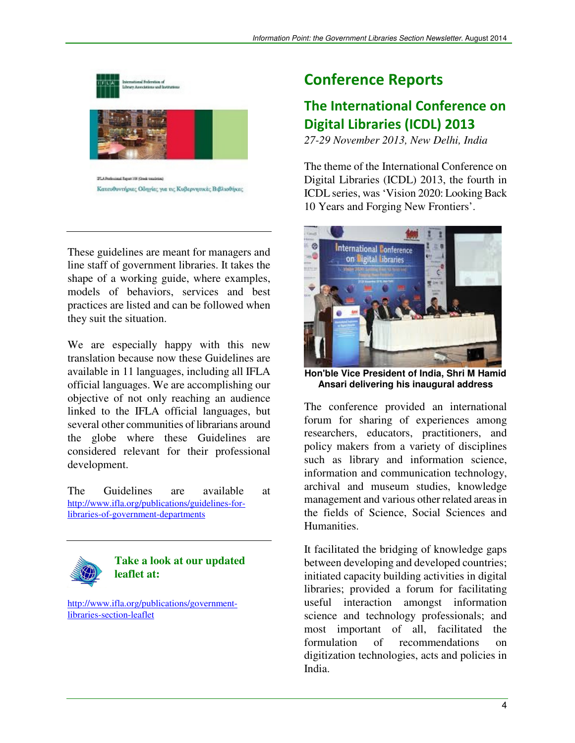These guidelines are meant for managers and line staff of government libraries. It takes the shape of a working guide, where examples, models of behaviors, services and best practices are listed and can be followed when they suit the situation.

We are especially happy with this new translation because now these Guidelines are available in 11 languages, including all IFLA official languages. We are accomplishing our objective of not only reaching an audience linked to the IFLA official languages, but several other communities of librarians around the globe where these Guidelines are considered relevant for their professional development.

The Guidelines are available at http://www.ifla.org/publications/guidelines-for-libraries-of-government-departments

**Take a look at our updated leaflet at:**

http://www.ifla.org/publications/government-libraries-section-leaflet

# Conference Reports

## The International Conference on Digital Libraries (ICDL) 2013

*27-29 November 2013, New Delhi, India*

The theme of the International Conference on Digital Libraries (ICDL) 2013, the fourth in ICDL series, was 'Vision 2020: Looking Back 10 Years and Forging New Frontiers'.

**Hon'ble Vice President of India, Shri M Hamid Ansari delivering his inaugural address**

The conference provided an international forum for sharing of experiences among researchers, educators, practitioners, and policy makers from a variety of disciplines such as library and information science, information and communication technology, archival and museum studies, knowledge management and various other related areas in the fields of Science, Social Sciences and Humanities.

It facilitated the bridging of knowledge gaps between developing and developed countries; initiated capacity building activities in digital libraries; provided a forum for facilitating useful interaction amongst information science and technology professionals; and most important of all, facilitated the formulation of recommendations on digitization technologies, acts and policies in India.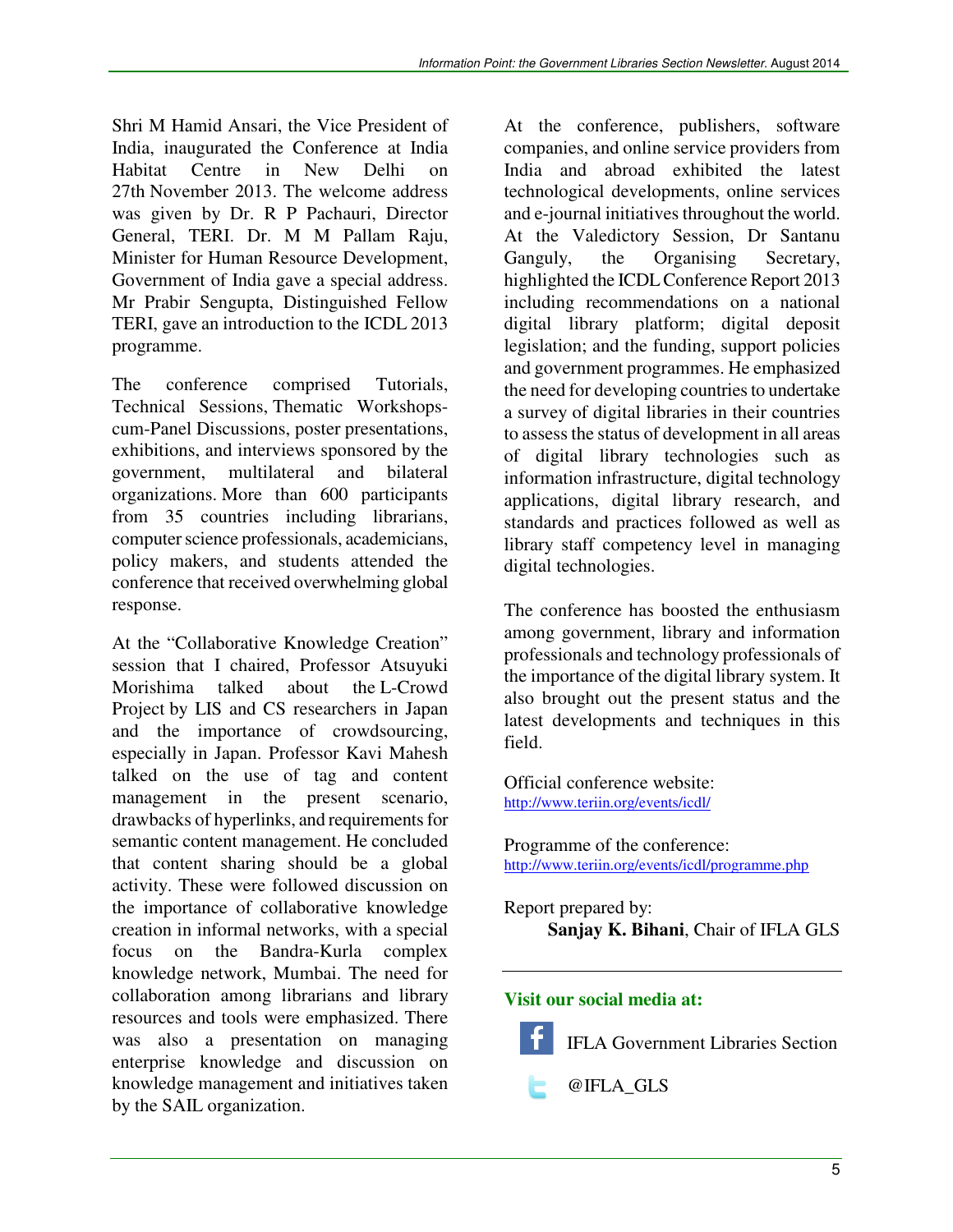Shri M Hamid Ansari, the Vice President of India, inaugurated the Conference at India Habitat Centre in New Delhi on 27th November 2013. The welcome address was given by Dr. R P Pachauri, Director General, TERI. Dr. M M Pallam Raju, Minister for Human Resource Development, Government of India gave a special address. Mr Prabir Sengupta, Distinguished Fellow TERI, gave an introduction to the ICDL 2013 programme.

The conference comprised Tutorials, Technical Sessions, Thematic Workshops-cum-Panel Discussions, poster presentations, exhibitions, and interviews sponsored by the government, multilateral and bilateral organizations. More than 600 participants from 35 countries including librarians, computer science professionals, academicians, policy makers, and students attended the conference that received overwhelming global response.

At the "Collaborative Knowledge Creation" session that I chaired, Professor Atsuyuki Morishima talked about the L-Crowd Project by LIS and CS researchers in Japan and the importance of crowdsourcing, especially in Japan. Professor Kavi Mahesh talked on the use of tag and content management in the present scenario, drawbacks of hyperlinks, and requirements for semantic content management. He concluded that content sharing should be a global activity. These were followed discussion on the importance of collaborative knowledge creation in informal networks, with a special focus on the Bandra-Kurla complex knowledge network, Mumbai. The need for collaboration among librarians and library resources and tools were emphasized. There was also a presentation on managing enterprise knowledge and discussion on knowledge management and initiatives taken by the SAIL organization.

At the conference, publishers, software companies, and online service providers from India and abroad exhibited the latest technological developments, online services and e-journal initiatives throughout the world. At the Valedictory Session, Dr Santanu Ganguly, the Organising Secretary, highlighted the ICDL Conference Report 2013 including recommendations on a national digital library platform; digital deposit legislation; and the funding, support policies and government programmes. He emphasized the need for developing countries to undertake a survey of digital libraries in their countries to assess the status of development in all areas of digital library technologies such as information infrastructure, digital technology applications, digital library research, and standards and practices followed as well as library staff competency level in managing digital technologies.

The conference has boosted the enthusiasm among government, library and information professionals and technology professionals of the importance of the digital library system. It also brought out the present status and the latest developments and techniques in this field.

Official conference website:
http://www.teriin.org/events/icdl/

Programme of the conference:
http://www.teriin.org/events/icdl/programme.php

Report prepared by:
**Sanjay K. Bihani**, Chair of IFLA GLS

---

**Visit our social media at:**

IFLA Government Libraries Section

@IFLA_GLS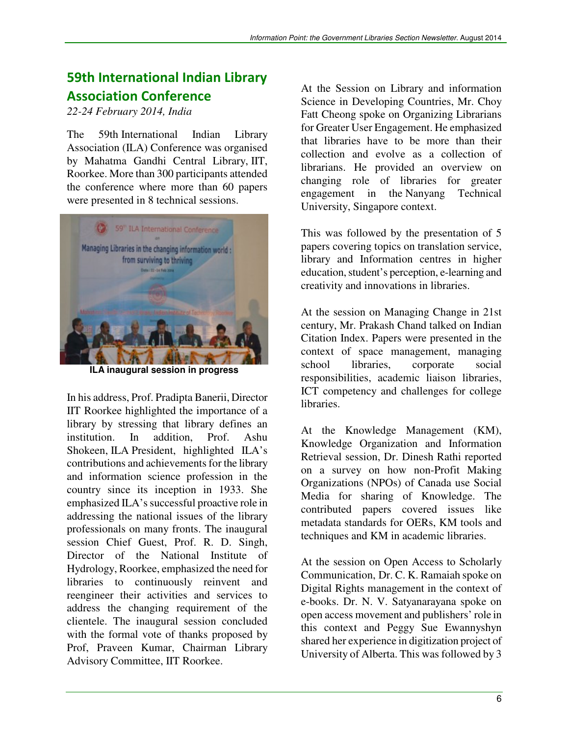## 59th International Indian Library Association Conference

*22-24 February 2014, India*

The 59th International Indian Library Association (ILA) Conference was organised by Mahatma Gandhi Central Library, IIT, Roorkee. More than 300 participants attended the conference where more than 60 papers were presented in 8 technical sessions.

**ILA inaugural session in progress**

In his address, Prof. Pradipta Banerii, Director IIT Roorkee highlighted the importance of a library by stressing that library defines an institution. In addition, Prof. Ashu Shokeen, ILA President, highlighted ILA's contributions and achievements for the library and information science profession in the country since its inception in 1933. She emphasized ILA's successful proactive role in addressing the national issues of the library professionals on many fronts. The inaugural session Chief Guest, Prof. R. D. Singh, Director of the National Institute of Hydrology, Roorkee, emphasized the need for libraries to continuously reinvent and reengineer their activities and services to address the changing requirement of the clientele. The inaugural session concluded with the formal vote of thanks proposed by Prof, Praveen Kumar, Chairman Library Advisory Committee, IIT Roorkee.

At the Session on Library and information Science in Developing Countries, Mr. Choy Fatt Cheong spoke on Organizing Librarians for Greater User Engagement. He emphasized that libraries have to be more than their collection and evolve as a collection of librarians. He provided an overview on changing role of libraries for greater engagement in the Nanyang Technical University, Singapore context.

This was followed by the presentation of 5 papers covering topics on translation service, library and Information centres in higher education, student's perception, e-learning and creativity and innovations in libraries.

At the session on Managing Change in 21st century, Mr. Prakash Chand talked on Indian Citation Index. Papers were presented in the context of space management, managing school libraries, corporate social responsibilities, academic liaison libraries, ICT competency and challenges for college libraries.

At the Knowledge Management (KM), Knowledge Organization and Information Retrieval session, Dr. Dinesh Rathi reported on a survey on how non-Profit Making Organizations (NPOs) of Canada use Social Media for sharing of Knowledge. The contributed papers covered issues like metadata standards for OERs, KM tools and techniques and KM in academic libraries.

At the session on Open Access to Scholarly Communication, Dr. C. K. Ramaiah spoke on Digital Rights management in the context of e-books. Dr. N. V. Satyanarayana spoke on open access movement and publishers' role in this context and Peggy Sue Ewannyshyn shared her experience in digitization project of University of Alberta. This was followed by 3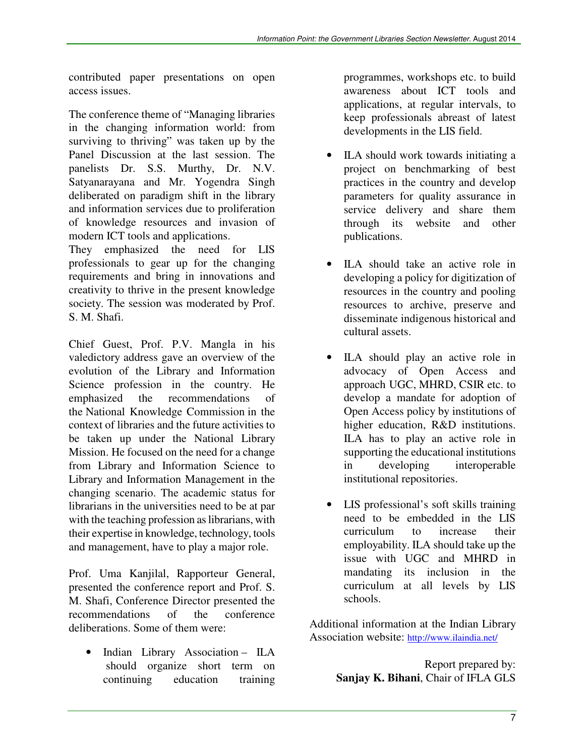contributed paper presentations on open access issues.

The conference theme of "Managing libraries in the changing information world: from surviving to thriving" was taken up by the Panel Discussion at the last session. The panelists Dr. S.S. Murthy, Dr. N.V. Satyanarayana and Mr. Yogendra Singh deliberated on paradigm shift in the library and information services due to proliferation of knowledge resources and invasion of modern ICT tools and applications.
They emphasized the need for LIS professionals to gear up for the changing requirements and bring in innovations and creativity to thrive in the present knowledge society. The session was moderated by Prof. S. M. Shafi.

Chief Guest, Prof. P.V. Mangla in his valedictory address gave an overview of the evolution of the Library and Information Science profession in the country. He emphasized the recommendations of the National Knowledge Commission in the context of libraries and the future activities to be taken up under the National Library Mission. He focused on the need for a change from Library and Information Science to Library and Information Management in the changing scenario. The academic status for librarians in the universities need to be at par with the teaching profession as librarians, with their expertise in knowledge, technology, tools and management, have to play a major role.

Prof. Uma Kanjilal, Rapporteur General, presented the conference report and Prof. S. M. Shafi, Conference Director presented the recommendations of the conference deliberations. Some of them were:

- Indian Library Association – ILA should organize short term on continuing education training programmes, workshops etc. to build awareness about ICT tools and applications, at regular intervals, to keep professionals abreast of latest developments in the LIS field.
- ILA should work towards initiating a project on benchmarking of best practices in the country and develop parameters for quality assurance in service delivery and share them through its website and other publications.
- ILA should take an active role in developing a policy for digitization of resources in the country and pooling resources to archive, preserve and disseminate indigenous historical and cultural assets.
- ILA should play an active role in advocacy of Open Access and approach UGC, MHRD, CSIR etc. to develop a mandate for adoption of Open Access policy by institutions of higher education, R&D institutions. ILA has to play an active role in supporting the educational institutions in developing interoperable institutional repositories.
- LIS professional's soft skills training need to be embedded in the LIS curriculum to increase their employability. ILA should take up the issue with UGC and MHRD in mandating its inclusion in the curriculum at all levels by LIS schools.

Additional information at the Indian Library Association website: http://www.ilaindia.net/

Report prepared by:
**Sanjay K. Bihani**, Chair of IFLA GLS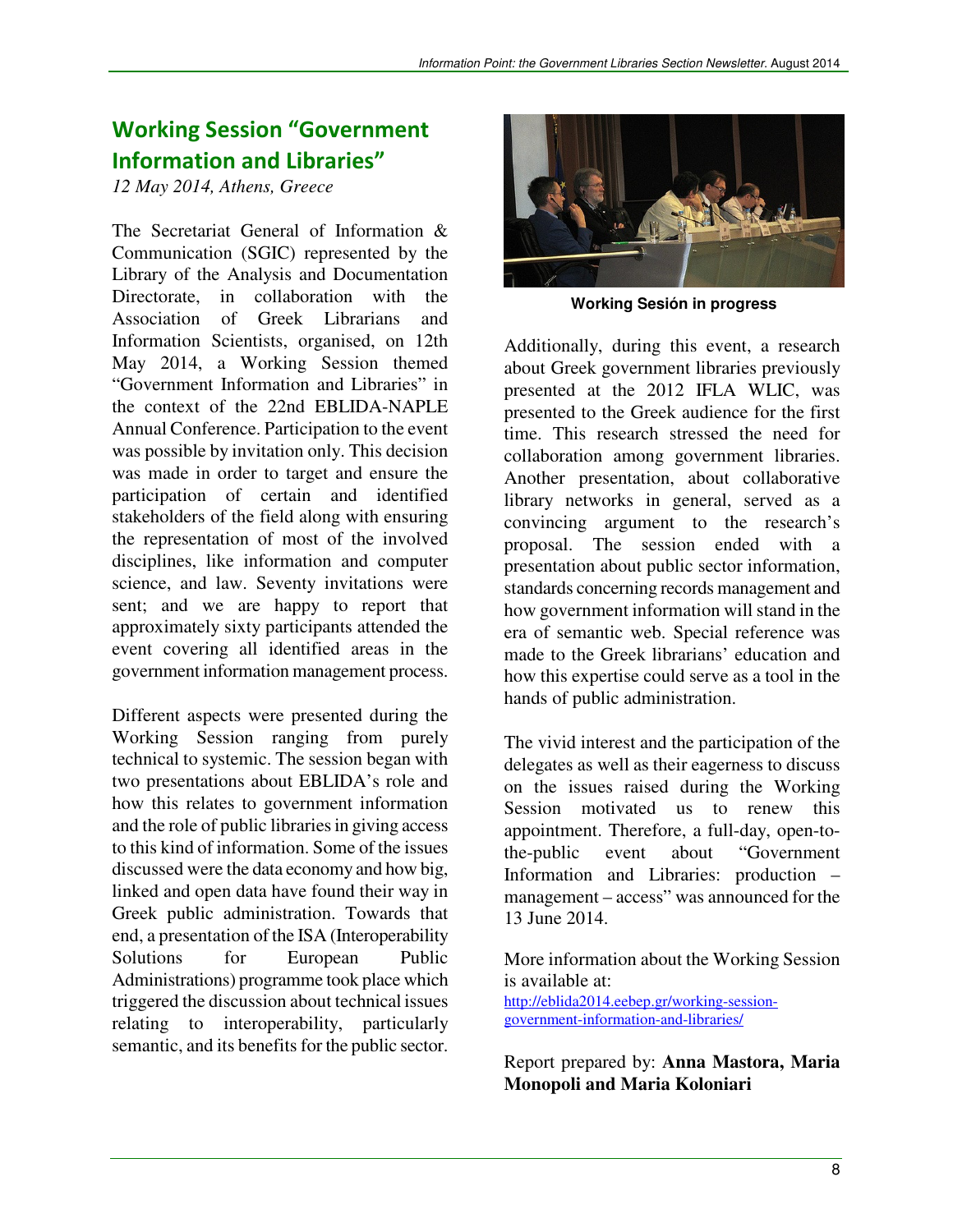## Working Session "Government Information and Libraries"

*12 May 2014, Athens, Greece*

The Secretariat General of Information & Communication (SGIC) represented by the Library of the Analysis and Documentation Directorate, in collaboration with the Association of Greek Librarians and Information Scientists, organised, on 12th May 2014, a Working Session themed "Government Information and Libraries" in the context of the 22nd EBLIDA-NAPLE Annual Conference. Participation to the event was possible by invitation only. This decision was made in order to target and ensure the participation of certain and identified stakeholders of the field along with ensuring the representation of most of the involved disciplines, like information and computer science, and law. Seventy invitations were sent; and we are happy to report that approximately sixty participants attended the event covering all identified areas in the government information management process.

Different aspects were presented during the Working Session ranging from purely technical to systemic. The session began with two presentations about EBLIDA's role and how this relates to government information and the role of public libraries in giving access to this kind of information. Some of the issues discussed were the data economy and how big, linked and open data have found their way in Greek public administration. Towards that end, a presentation of the ISA (Interoperability Solutions for European Public Administrations) programme took place which triggered the discussion about technical issues relating to interoperability, particularly semantic, and its benefits for the public sector.

**Working Sesión in progress**

Additionally, during this event, a research about Greek government libraries previously presented at the 2012 IFLA WLIC, was presented to the Greek audience for the first time. This research stressed the need for collaboration among government libraries. Another presentation, about collaborative library networks in general, served as a convincing argument to the research's proposal. The session ended with a presentation about public sector information, standards concerning records management and how government information will stand in the era of semantic web. Special reference was made to the Greek librarians' education and how this expertise could serve as a tool in the hands of public administration.

The vivid interest and the participation of the delegates as well as their eagerness to discuss on the issues raised during the Working Session motivated us to renew this appointment. Therefore, a full-day, open-to-the-public event about "Government Information and Libraries: production – management – access" was announced for the 13 June 2014.

More information about the Working Session is available at:
http://eblida2014.eebep.gr/working-session-government-information-and-libraries/

Report prepared by: **Anna Mastora, Maria Monopoli and Maria Koloniari**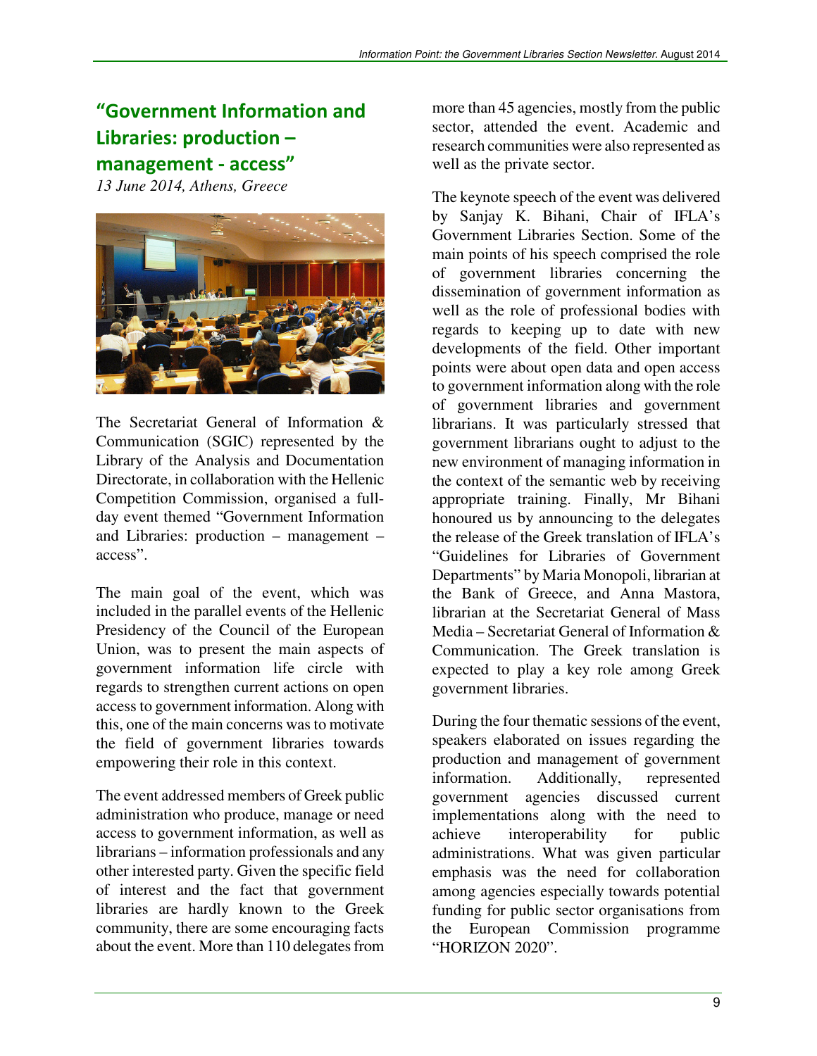## "Government Information and Libraries: production – management - access"

*13 June 2014, Athens, Greece*

The Secretariat General of Information & Communication (SGIC) represented by the Library of the Analysis and Documentation Directorate, in collaboration with the Hellenic Competition Commission, organised a full-day event themed "Government Information and Libraries: production – management – access".

The main goal of the event, which was included in the parallel events of the Hellenic Presidency of the Council of the European Union, was to present the main aspects of government information life circle with regards to strengthen current actions on open access to government information. Along with this, one of the main concerns was to motivate the field of government libraries towards empowering their role in this context.

The event addressed members of Greek public administration who produce, manage or need access to government information, as well as librarians – information professionals and any other interested party. Given the specific field of interest and the fact that government libraries are hardly known to the Greek community, there are some encouraging facts about the event. More than 110 delegates from more than 45 agencies, mostly from the public sector, attended the event. Academic and research communities were also represented as well as the private sector.

The keynote speech of the event was delivered by Sanjay K. Bihani, Chair of IFLA's Government Libraries Section. Some of the main points of his speech comprised the role of government libraries concerning the dissemination of government information as well as the role of professional bodies with regards to keeping up to date with new developments of the field. Other important points were about open data and open access to government information along with the role of government libraries and government librarians. It was particularly stressed that government librarians ought to adjust to the new environment of managing information in the context of the semantic web by receiving appropriate training. Finally, Mr Bihani honoured us by announcing to the delegates the release of the Greek translation of IFLA's "Guidelines for Libraries of Government Departments" by Maria Monopoli, librarian at the Bank of Greece, and Anna Mastora, librarian at the Secretariat General of Mass Media – Secretariat General of Information & Communication. The Greek translation is expected to play a key role among Greek government libraries.

During the four thematic sessions of the event, speakers elaborated on issues regarding the production and management of government information. Additionally, represented government agencies discussed current implementations along with the need to achieve interoperability for public administrations. What was given particular emphasis was the need for collaboration among agencies especially towards potential funding for public sector organisations from the European Commission programme "HORIZON 2020".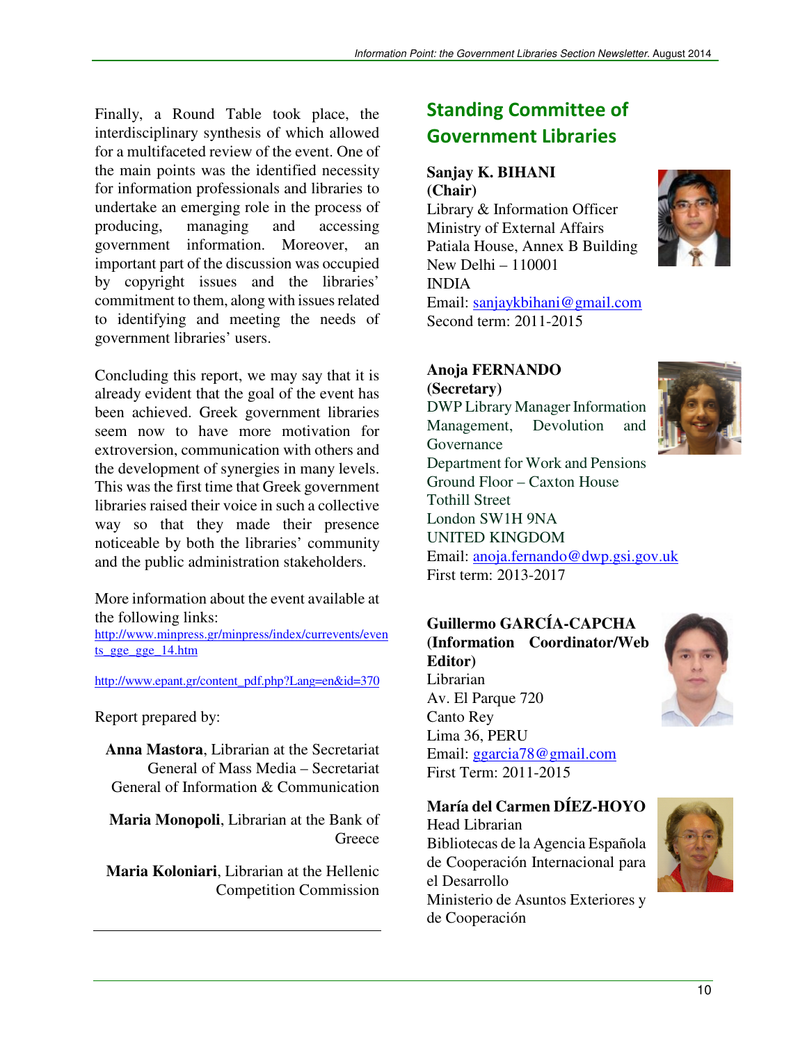Finally, a Round Table took place, the interdisciplinary synthesis of which allowed for a multifaceted review of the event. One of the main points was the identified necessity for information professionals and libraries to undertake an emerging role in the process of producing, managing and accessing government information. Moreover, an important part of the discussion was occupied by copyright issues and the libraries' commitment to them, along with issues related to identifying and meeting the needs of government libraries' users.

Concluding this report, we may say that it is already evident that the goal of the event has been achieved. Greek government libraries seem now to have more motivation for extroversion, communication with others and the development of synergies in many levels. This was the first time that Greek government libraries raised their voice in such a collective way so that they made their presence noticeable by both the libraries' community and the public administration stakeholders.

More information about the event available at the following links:

http://www.minpress.gr/minpress/index/currentevents/events_gge_gge_14.htm

http://www.epant.gr/content_pdf.php?Lang=en&id=370

Report prepared by:

**Anna Mastora**, Librarian at the Secretariat General of Mass Media – Secretariat General of Information & Communication

**Maria Monopoli**, Librarian at the Bank of Greece

**Maria Koloniari**, Librarian at the Hellenic Competition Commission

## Standing Committee of Government Libraries

**Sanjay K. BIHANI**
**(Chair)**
Library & Information Officer
Ministry of External Affairs
Patiala House, Annex B Building
New Delhi – 110001
INDIA
Email: sanjaykbihani@gmail.com
Second term: 2011-2015

**Anoja FERNANDO**
**(Secretary)**
DWP Library Manager Information Management, Devolution and Governance
Department for Work and Pensions
Ground Floor – Caxton House
Tothill Street
London SW1H 9NA
UNITED KINGDOM
Email: anoja.fernando@dwp.gsi.gov.uk
First term: 2013-2017

**Guillermo GARCÍA-CAPCHA**
**(Information Coordinator/Web Editor)**
Librarian
Av. El Parque 720
Canto Rey
Lima 36, PERU
Email: ggarcia78@gmail.com
First Term: 2011-2015

**María del Carmen DÍEZ-HOYO**
Head Librarian
Bibliotecas de la Agencia Española de Cooperación Internacional para el Desarrollo
Ministerio de Asuntos Exteriores y de Cooperación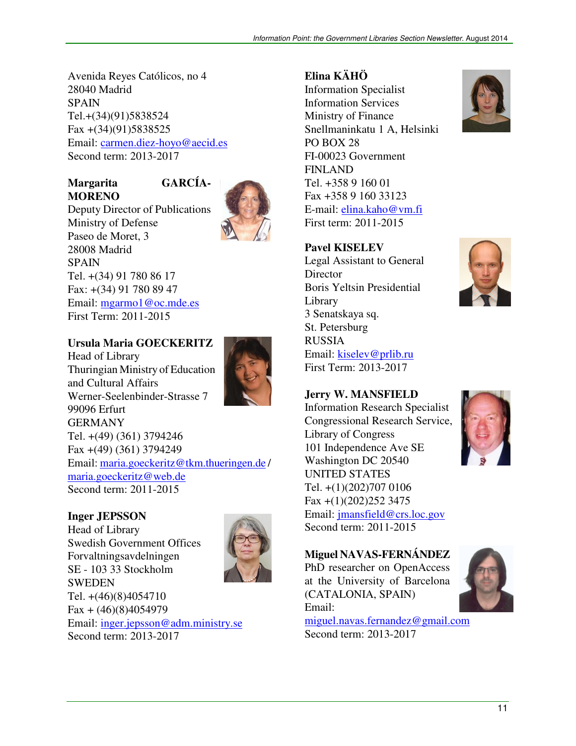Avenida Reyes Católicos, no 4
28040 Madrid
SPAIN
Tel.+(34)(91)5838524
Fax +(34)(91)5838525
Email: carmen.diez-hoyo@aecid.es
Second term: 2013-2017

**Margarita GARCÍA-MORENO**
Deputy Director of Publications
Ministry of Defense
Paseo de Moret, 3
28008 Madrid
SPAIN
Tel. +(34) 91 780 86 17
Fax: +(34) 91 780 89 47
Email: mgarmo1@oc.mde.es
First Term: 2011-2015

**Ursula Maria GOECKERITZ**
Head of Library
Thuringian Ministry of Education and Cultural Affairs
Werner-Seelenbinder-Strasse 7
99096 Erfurt
GERMANY
Tel. +(49) (361) 3794246
Fax +(49) (361) 3794249
Email: maria.goeckeritz@tkm.thueringen.de / maria.goeckeritz@web.de
Second term: 2011-2015

**Inger JEPSSON**
Head of Library
Swedish Government Offices
Forvaltningsavdelningen
SE - 103 33 Stockholm
SWEDEN
Tel. +(46)(8)4054710
Fax + (46)(8)4054979
Email: inger.jepsson@adm.ministry.se
Second term: 2013-2017

**Elina KÄHÖ**
Information Specialist
Information Services
Ministry of Finance
Snellmaninkatu 1 A, Helsinki
PO BOX 28
FI-00023 Government
FINLAND
Tel. +358 9 160 01
Fax +358 9 160 33123
E-mail: elina.kaho@vm.fi
First term: 2011-2015

**Pavel KISELEV**
Legal Assistant to General Director
Boris Yeltsin Presidential Library
3 Senatskaya sq.
St. Petersburg
RUSSIA
Email: kiselev@prlib.ru
First Term: 2013-2017

**Jerry W. MANSFIELD**
Information Research Specialist
Congressional Research Service, Library of Congress
101 Independence Ave SE
Washington DC 20540
UNITED STATES
Tel. +(1)(202)707 0106
Fax +(1)(202)252 3475
Email: jmansfield@crs.loc.gov
Second term: 2011-2015

**Miguel NAVAS-FERNÁNDEZ**
PhD researcher on OpenAccess at the University of Barcelona (CATALONIA, SPAIN)
Email: miguel.navas.fernandez@gmail.com
Second term: 2013-2017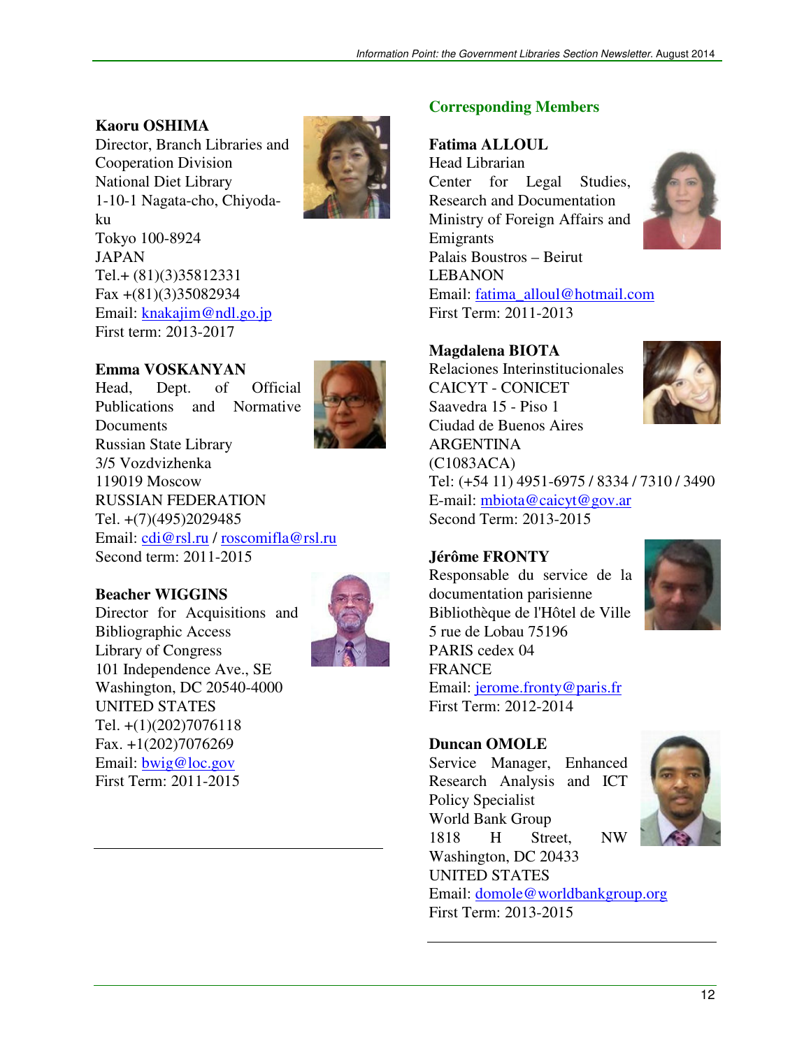**Kaoru OSHIMA**
Director, Branch Libraries and Cooperation Division
National Diet Library
1-10-1 Nagata-cho, Chiyoda-ku
Tokyo 100-8924
JAPAN
Tel.+ (81)(3)35812331
Fax +(81)(3)35082934
Email: knakajim@ndl.go.jp
First term: 2013-2017

**Emma VOSKANYAN**
Head, Dept. of Official Publications and Normative Documents
Russian State Library
3/5 Vozdvizhenka
119019 Moscow
RUSSIAN FEDERATION
Tel. +(7)(495)2029485
Email: cdi@rsl.ru / roscomifla@rsl.ru
Second term: 2011-2015

**Beacher WIGGINS**
Director for Acquisitions and Bibliographic Access
Library of Congress
101 Independence Ave., SE
Washington, DC 20540-4000
UNITED STATES
Tel. +(1)(202)7076118
Fax. +1(202)7076269
Email: bwig@loc.gov
First Term: 2011-2015

---

## Corresponding Members

**Fatima ALLOUL**
Head Librarian
Center for Legal Studies, Research and Documentation
Ministry of Foreign Affairs and Emigrants
Palais Boustros – Beirut
LEBANON
Email: fatima_alloul@hotmail.com
First Term: 2011-2013

**Magdalena BIOTA**
Relaciones Interinstitucionales
CAICYT - CONICET
Saavedra 15 - Piso 1
Ciudad de Buenos Aires
ARGENTINA
(C1083ACA)
Tel: (+54 11) 4951-6975 / 8334 / 7310 / 3490
E-mail: mbiota@caicyt@gov.ar
Second Term: 2013-2015

**Jérôme FRONTY**
Responsable du service de la documentation parisienne
Bibliothèque de l'Hôtel de Ville
5 rue de Lobau 75196
PARIS cedex 04
FRANCE
Email: jerome.fronty@paris.fr
First Term: 2012-2014

**Duncan OMOLE**
Service Manager, Enhanced Research Analysis and ICT Policy Specialist
World Bank Group
1818 H Street, NW
Washington, DC 20433
UNITED STATES
Email: domole@worldbankgroup.org
First Term: 2013-2015

---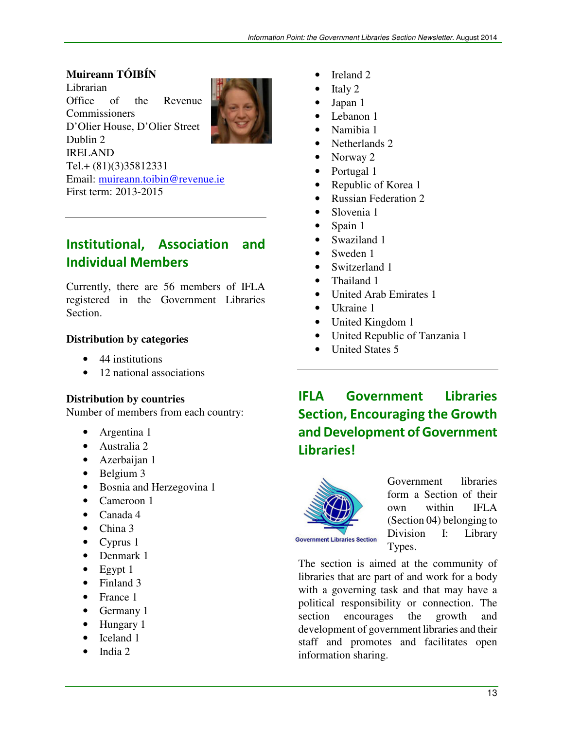**Muireann TÓIBÍN**
Librarian
Office of the Revenue Commissioners
D'Olier House, D'Olier Street
Dublin 2
IRELAND
Tel.+ (81)(3)35812331
Email: muireann.toibin@revenue.ie
First term: 2013-2015

## Institutional, Association and Individual Members

Currently, there are 56 members of IFLA registered in the Government Libraries Section.

**Distribution by categories**

- 44 institutions
- 12 national associations

**Distribution by countries**
Number of members from each country:

- Argentina 1
- Australia 2
- Azerbaijan 1
- Belgium 3
- Bosnia and Herzegovina 1
- Cameroon 1
- Canada 4
- China 3
- Cyprus 1
- Denmark 1
- Egypt 1
- Finland 3
- France 1
- Germany 1
- Hungary 1
- Iceland 1
- India 2
- Ireland 2
- Italy 2
- Japan 1
- Lebanon 1
- Namibia 1
- Netherlands 2
- Norway 2
- Portugal 1
- Republic of Korea 1
- Russian Federation 2
- Slovenia 1
- Spain 1
- Swaziland 1
- Sweden 1
- Switzerland 1
- Thailand 1
- United Arab Emirates 1
- Ukraine 1
- United Kingdom 1
- United Republic of Tanzania 1
- United States 5

## IFLA Government Libraries Section, Encouraging the Growth and Development of Government Libraries!

Government Libraries Section

Government libraries form a Section of their own within IFLA (Section 04) belonging to Division I: Library Types.

The section is aimed at the community of libraries that are part of and work for a body with a governing task and that may have a political responsibility or connection. The section encourages the growth and development of government libraries and their staff and promotes and facilitates open information sharing.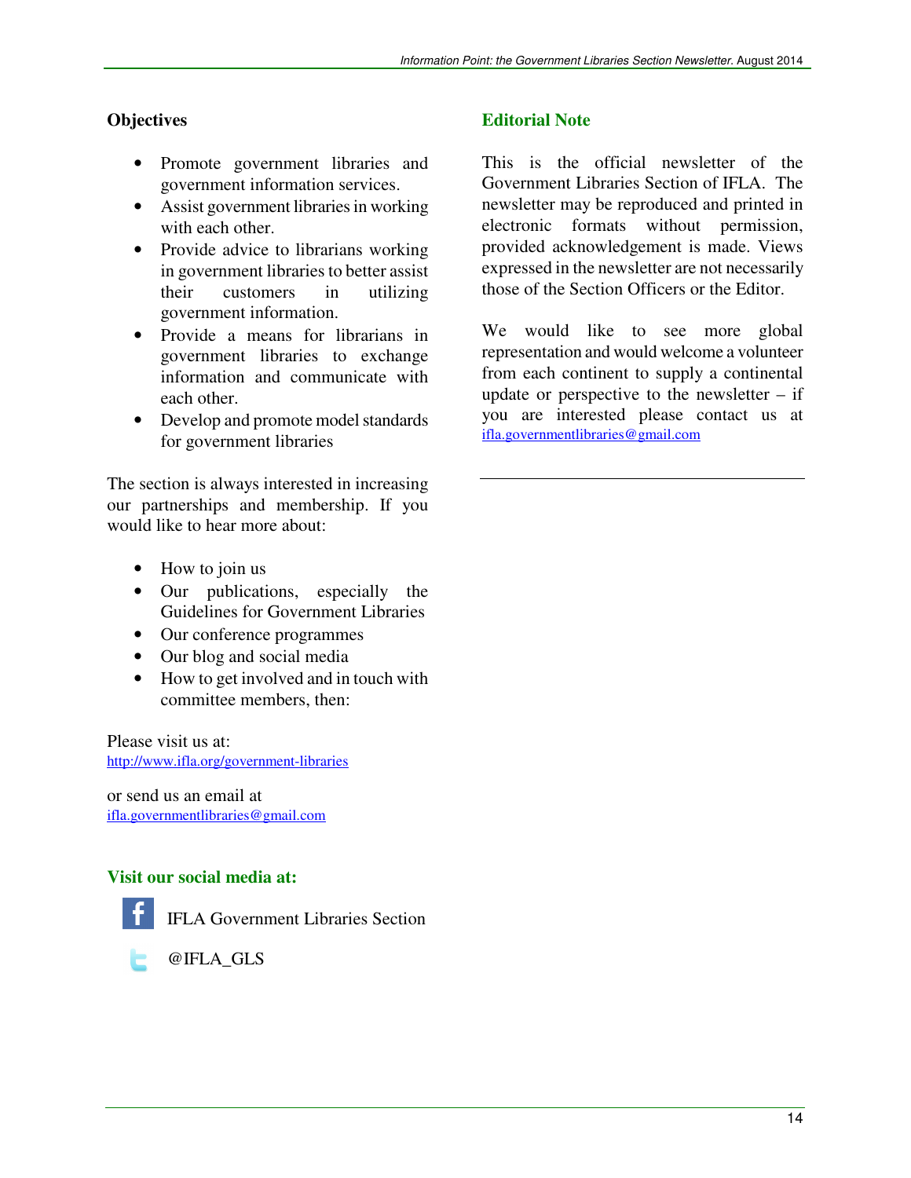## Objectives

- Promote government libraries and government information services.
- Assist government libraries in working with each other.
- Provide advice to librarians working in government libraries to better assist their customers in utilizing government information.
- Provide a means for librarians in government libraries to exchange information and communicate with each other.
- Develop and promote model standards for government libraries

The section is always interested in increasing our partnerships and membership. If you would like to hear more about:

- How to join us
- Our publications, especially the Guidelines for Government Libraries
- Our conference programmes
- Our blog and social media
- How to get involved and in touch with committee members, then:

Please visit us at:
http://www.ifla.org/government-libraries

or send us an email at
ifla.governmentlibraries@gmail.com

## Visit our social media at:

IFLA Government Libraries Section

@IFLA_GLS

## Editorial Note

This is the official newsletter of the Government Libraries Section of IFLA. The newsletter may be reproduced and printed in electronic formats without permission, provided acknowledgement is made. Views expressed in the newsletter are not necessarily those of the Section Officers or the Editor.

We would like to see more global representation and would welcome a volunteer from each continent to supply a continental update or perspective to the newsletter – if you are interested please contact us at ifla.governmentlibraries@gmail.com